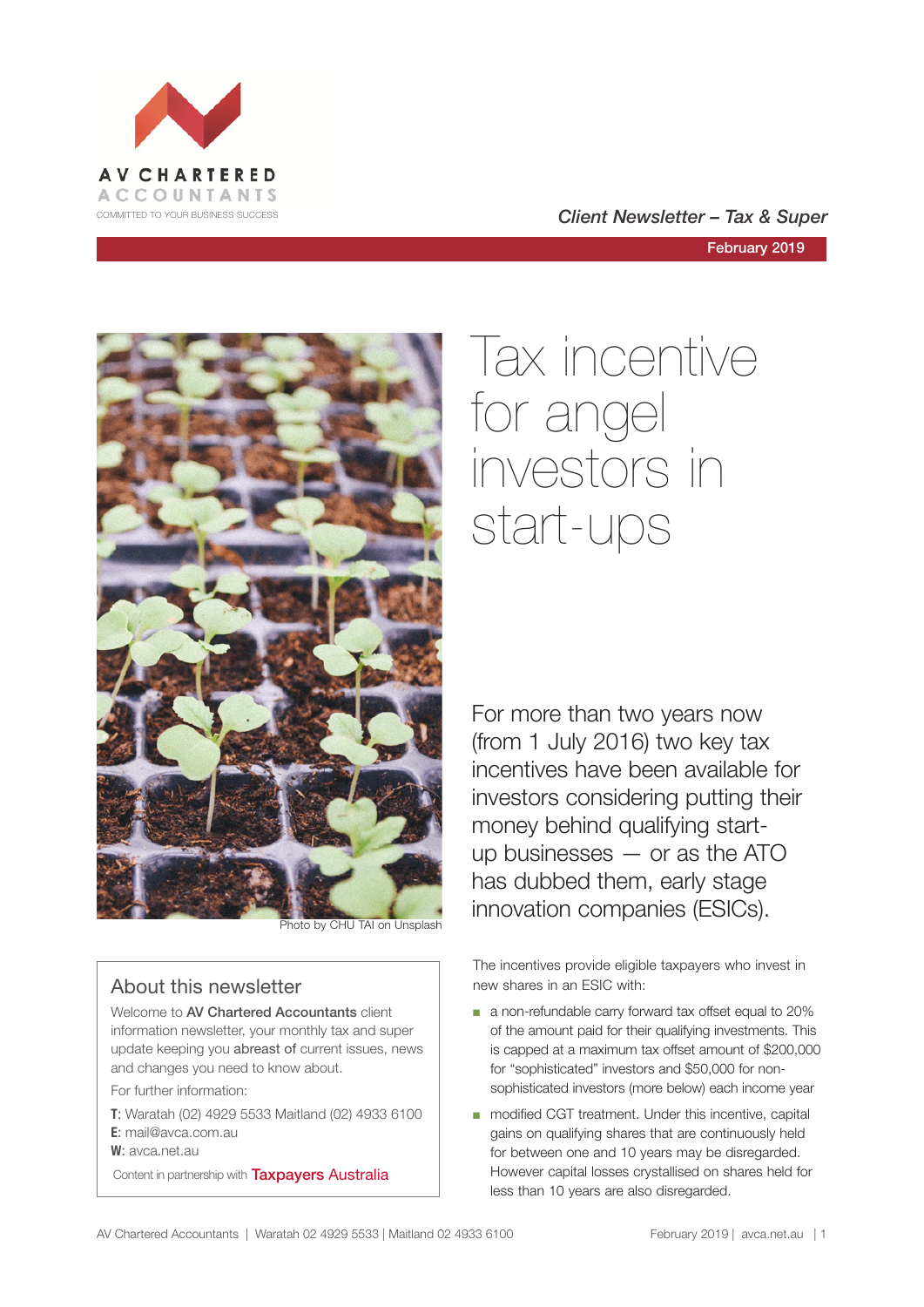AV CHARTERED ACCOUNTANTS

COMMITTED TO YOUR BUSINESS SUCCESS

*Client Newsletter – Tax & Super*

February 2019

Photo by CHU TAI on Unsplash

# Tax incentive for angel investors in start-ups

For more than two years now (from 1 July 2016) two key tax incentives have been available for investors considering putting their money behind qualifying start-up businesses — or as the ATO has dubbed them, early stage innovation companies (ESICs).

The incentives provide eligible taxpayers who invest in new shares in an ESIC with:

- a non-refundable carry forward tax offset equal to 20% of the amount paid for their qualifying investments. This is capped at a maximum tax offset amount of $200,000 for "sophisticated" investors and $50,000 for non-sophisticated investors (more below) each income year
- modified CGT treatment. Under this incentive, capital gains on qualifying shares that are continuously held for between one and 10 years may be disregarded. However capital losses crystallised on shares held for less than 10 years are also disregarded.

## About this newsletter

Welcome to **AV Chartered Accountants** client information newsletter, your monthly tax and super update keeping you **abreast of** current issues, news and changes you need to know about.

For further information:

**T**: Waratah (02) 4929 5533 Maitland (02) 4933 6100
**E**: mail@avca.com.au
**W**: avca.net.au

Content in partnership with Taxpayers Australia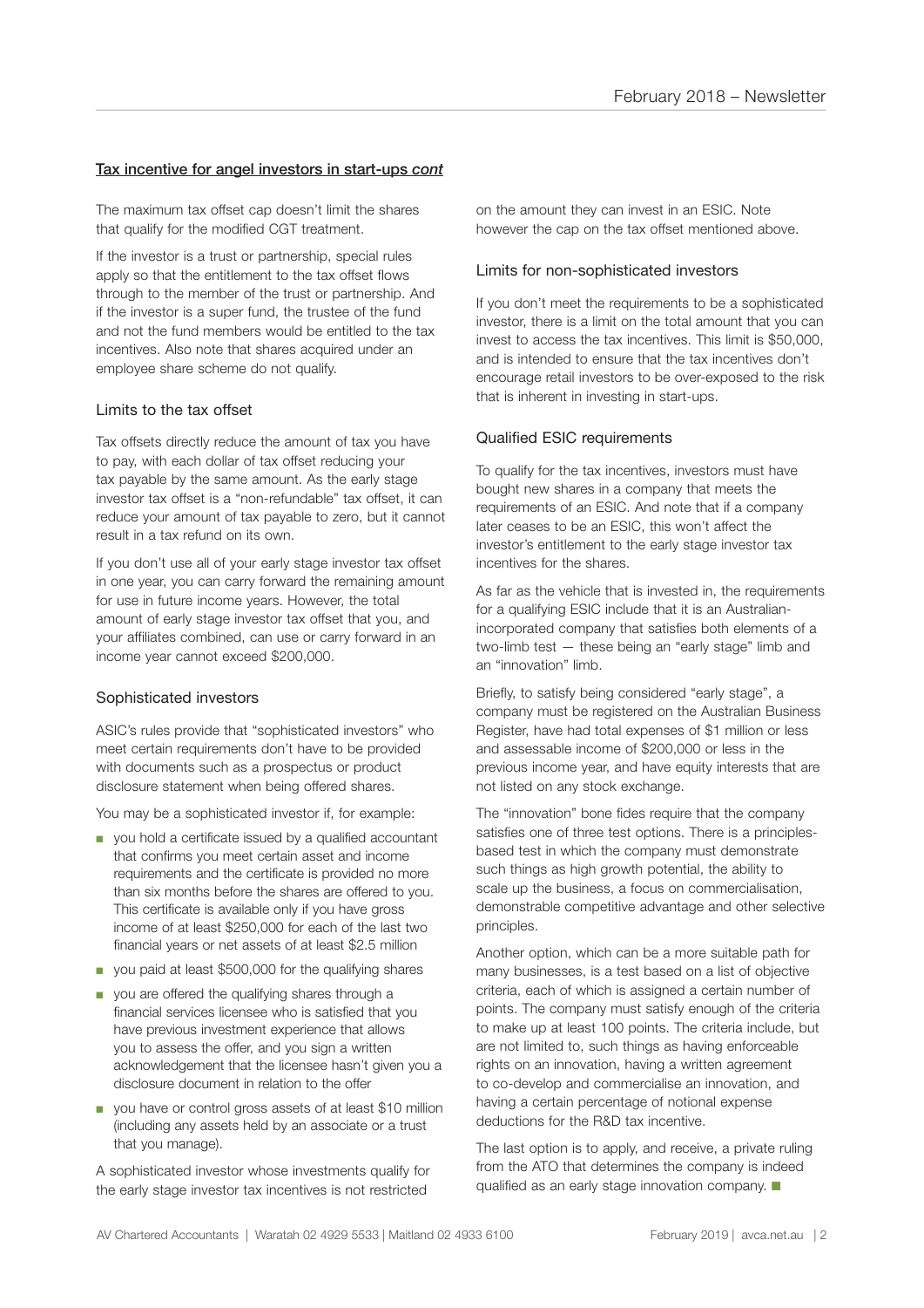## Tax incentive for angel investors in start-ups *cont*

The maximum tax offset cap doesn't limit the shares that qualify for the modified CGT treatment.

If the investor is a trust or partnership, special rules apply so that the entitlement to the tax offset flows through to the member of the trust or partnership. And if the investor is a super fund, the trustee of the fund and not the fund members would be entitled to the tax incentives. Also note that shares acquired under an employee share scheme do not qualify.

### Limits to the tax offset

Tax offsets directly reduce the amount of tax you have to pay, with each dollar of tax offset reducing your tax payable by the same amount. As the early stage investor tax offset is a "non-refundable" tax offset, it can reduce your amount of tax payable to zero, but it cannot result in a tax refund on its own.

If you don't use all of your early stage investor tax offset in one year, you can carry forward the remaining amount for use in future income years. However, the total amount of early stage investor tax offset that you, and your affiliates combined, can use or carry forward in an income year cannot exceed $200,000.

### Sophisticated investors

ASIC's rules provide that "sophisticated investors" who meet certain requirements don't have to be provided with documents such as a prospectus or product disclosure statement when being offered shares.

You may be a sophisticated investor if, for example:

- you hold a certificate issued by a qualified accountant that confirms you meet certain asset and income requirements and the certificate is provided no more than six months before the shares are offered to you. This certificate is available only if you have gross income of at least $250,000 for each of the last two financial years or net assets of at least $2.5 million
- you paid at least $500,000 for the qualifying shares
- you are offered the qualifying shares through a financial services licensee who is satisfied that you have previous investment experience that allows you to assess the offer, and you sign a written acknowledgement that the licensee hasn't given you a disclosure document in relation to the offer
- you have or control gross assets of at least $10 million (including any assets held by an associate or a trust that you manage).

A sophisticated investor whose investments qualify for the early stage investor tax incentives is not restricted on the amount they can invest in an ESIC. Note however the cap on the tax offset mentioned above.

### Limits for non-sophisticated investors

If you don't meet the requirements to be a sophisticated investor, there is a limit on the total amount that you can invest to access the tax incentives. This limit is $50,000, and is intended to ensure that the tax incentives don't encourage retail investors to be over-exposed to the risk that is inherent in investing in start-ups.

### Qualified ESIC requirements

To qualify for the tax incentives, investors must have bought new shares in a company that meets the requirements of an ESIC. And note that if a company later ceases to be an ESIC, this won't affect the investor's entitlement to the early stage investor tax incentives for the shares.

As far as the vehicle that is invested in, the requirements for a qualifying ESIC include that it is an Australian-incorporated company that satisfies both elements of a two-limb test — these being an "early stage" limb and an "innovation" limb.

Briefly, to satisfy being considered "early stage", a company must be registered on the Australian Business Register, have had total expenses of $1 million or less and assessable income of $200,000 or less in the previous income year, and have equity interests that are not listed on any stock exchange.

The "innovation" bone fides require that the company satisfies one of three test options. There is a principles-based test in which the company must demonstrate such things as high growth potential, the ability to scale up the business, a focus on commercialisation, demonstrable competitive advantage and other selective principles.

Another option, which can be a more suitable path for many businesses, is a test based on a list of objective criteria, each of which is assigned a certain number of points. The company must satisfy enough of the criteria to make up at least 100 points. The criteria include, but are not limited to, such things as having enforceable rights on an innovation, having a written agreement to co-develop and commercialise an innovation, and having a certain percentage of notional expense deductions for the R&D tax incentive.

The last option is to apply, and receive, a private ruling from the ATO that determines the company is indeed qualified as an early stage innovation company. ■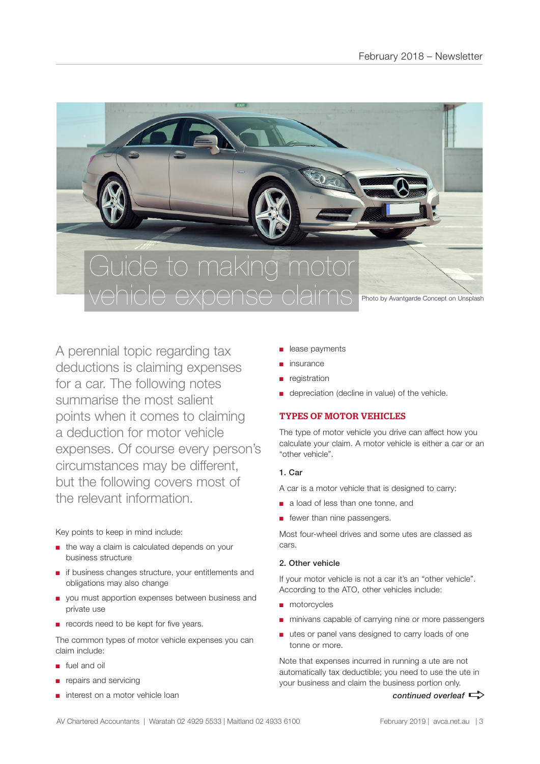# Guide to making motor vehicle expense claims

Photo by Avantgarde Concept on Unsplash

A perennial topic regarding tax deductions is claiming expenses for a car. The following notes summarise the most salient points when it comes to claiming a deduction for motor vehicle expenses. Of course every person's circumstances may be different, but the following covers most of the relevant information.

Key points to keep in mind include:

- the way a claim is calculated depends on your business structure
- if business changes structure, your entitlements and obligations may also change
- you must apportion expenses between business and private use
- records need to be kept for five years.

The common types of motor vehicle expenses you can claim include:

- fuel and oil
- repairs and servicing
- interest on a motor vehicle loan
- lease payments
- insurance
- registration
- depreciation (decline in value) of the vehicle.

## TYPES OF MOTOR VEHICLES

The type of motor vehicle you drive can affect how you calculate your claim. A motor vehicle is either a car or an "other vehicle".

### 1. Car

A car is a motor vehicle that is designed to carry:

- a load of less than one tonne, and
- fewer than nine passengers.

Most four-wheel drives and some utes are classed as cars.

### 2. Other vehicle

If your motor vehicle is not a car it's an "other vehicle". According to the ATO, other vehicles include:

- motorcycles
- minivans capable of carrying nine or more passengers
- utes or panel vans designed to carry loads of one tonne or more.

Note that expenses incurred in running a ute are not automatically tax deductible; you need to use the ute in your business and claim the business portion only.

***continued overleaf***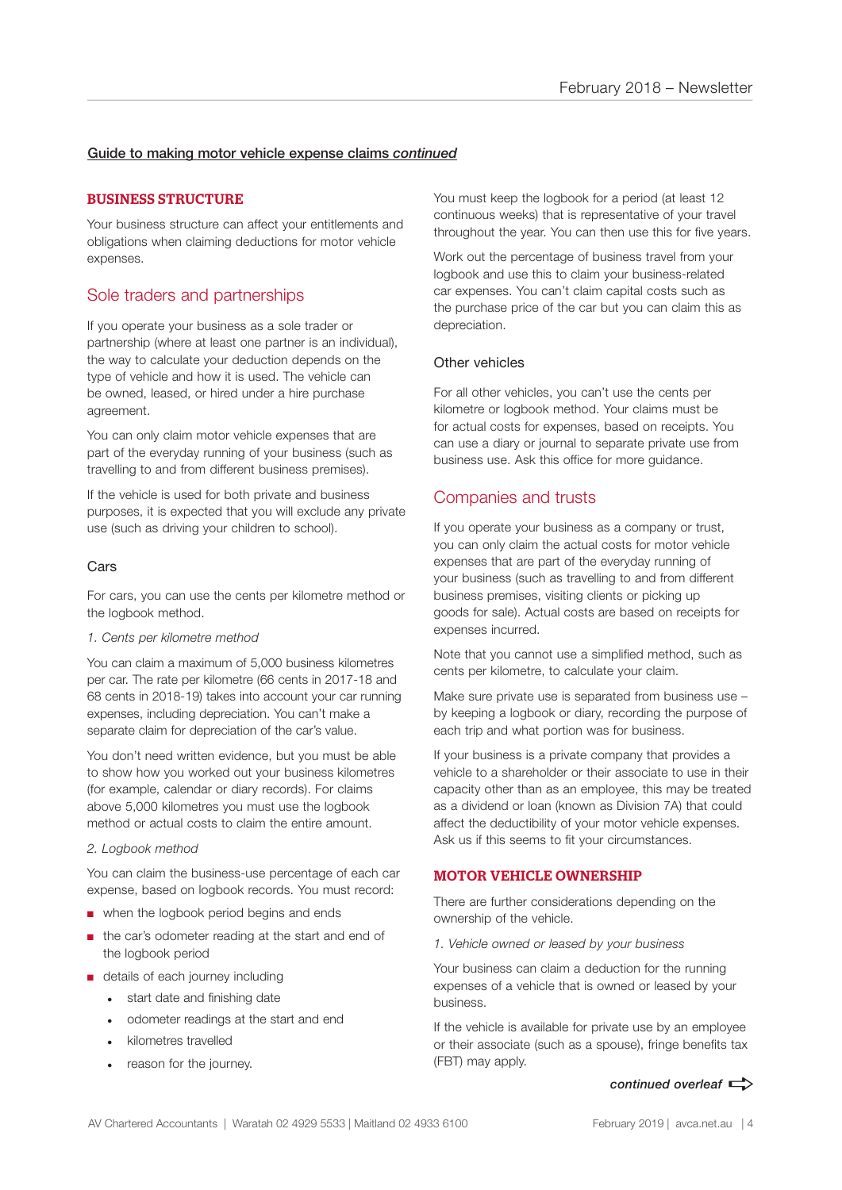**Guide to making motor vehicle expense claims *continued***

## BUSINESS STRUCTURE

Your business structure can affect your entitlements and obligations when claiming deductions for motor vehicle expenses.

### Sole traders and partnerships

If you operate your business as a sole trader or partnership (where at least one partner is an individual), the way to calculate your deduction depends on the type of vehicle and how it is used. The vehicle can be owned, leased, or hired under a hire purchase agreement.

You can only claim motor vehicle expenses that are part of the everyday running of your business (such as travelling to and from different business premises).

If the vehicle is used for both private and business purposes, it is expected that you will exclude any private use (such as driving your children to school).

#### Cars

For cars, you can use the cents per kilometre method or the logbook method.

*1. Cents per kilometre method*

You can claim a maximum of 5,000 business kilometres per car. The rate per kilometre (66 cents in 2017-18 and 68 cents in 2018-19) takes into account your car running expenses, including depreciation. You can't make a separate claim for depreciation of the car's value.

You don't need written evidence, but you must be able to show how you worked out your business kilometres (for example, calendar or diary records). For claims above 5,000 kilometres you must use the logbook method or actual costs to claim the entire amount.

*2. Logbook method*

You can claim the business-use percentage of each car expense, based on logbook records. You must record:

- when the logbook period begins and ends
- the car's odometer reading at the start and end of the logbook period
- details of each journey including
  - start date and finishing date
  - odometer readings at the start and end
  - kilometres travelled
  - reason for the journey.

You must keep the logbook for a period (at least 12 continuous weeks) that is representative of your travel throughout the year. You can then use this for five years.

Work out the percentage of business travel from your logbook and use this to claim your business-related car expenses. You can't claim capital costs such as the purchase price of the car but you can claim this as depreciation.

#### Other vehicles

For all other vehicles, you can't use the cents per kilometre or logbook method. Your claims must be for actual costs for expenses, based on receipts. You can use a diary or journal to separate private use from business use. Ask this office for more guidance.

### Companies and trusts

If you operate your business as a company or trust, you can only claim the actual costs for motor vehicle expenses that are part of the everyday running of your business (such as travelling to and from different business premises, visiting clients or picking up goods for sale). Actual costs are based on receipts for expenses incurred.

Note that you cannot use a simplified method, such as cents per kilometre, to calculate your claim.

Make sure private use is separated from business use – by keeping a logbook or diary, recording the purpose of each trip and what portion was for business.

If your business is a private company that provides a vehicle to a shareholder or their associate to use in their capacity other than as an employee, this may be treated as a dividend or loan (known as Division 7A) that could affect the deductibility of your motor vehicle expenses. Ask us if this seems to fit your circumstances.

## MOTOR VEHICLE OWNERSHIP

There are further considerations depending on the ownership of the vehicle.

*1. Vehicle owned or leased by your business*

Your business can claim a deduction for the running expenses of a vehicle that is owned or leased by your business.

If the vehicle is available for private use by an employee or their associate (such as a spouse), fringe benefits tax (FBT) may apply.

***continued overleaf***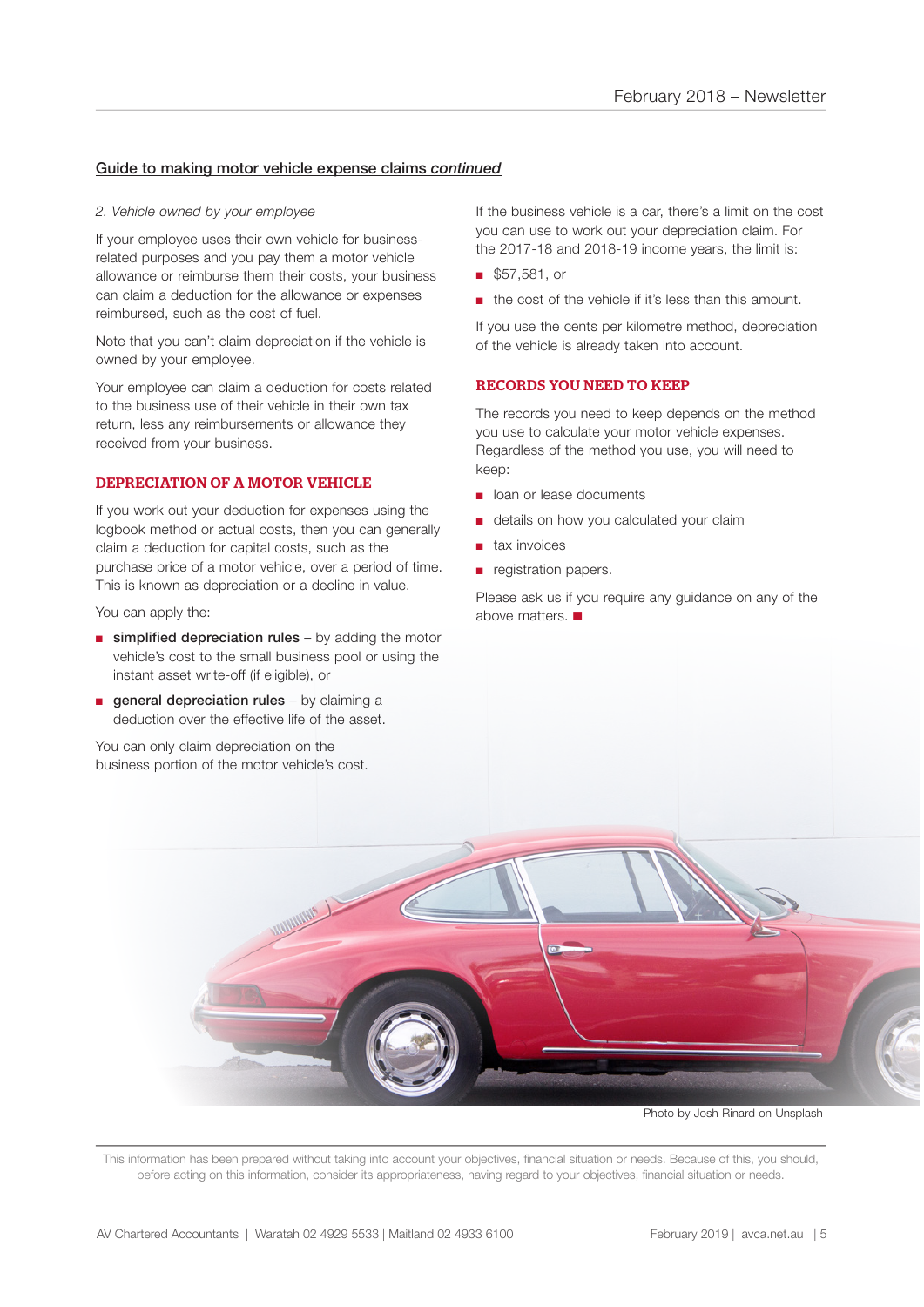## Guide to making motor vehicle expense claims *continued*

*2. Vehicle owned by your employee*

If your employee uses their own vehicle for business-related purposes and you pay them a motor vehicle allowance or reimburse them their costs, your business can claim a deduction for the allowance or expenses reimbursed, such as the cost of fuel.

Note that you can't claim depreciation if the vehicle is owned by your employee.

Your employee can claim a deduction for costs related to the business use of their vehicle in their own tax return, less any reimbursements or allowance they received from your business.

### DEPRECIATION OF A MOTOR VEHICLE

If you work out your deduction for expenses using the logbook method or actual costs, then you can generally claim a deduction for capital costs, such as the purchase price of a motor vehicle, over a period of time. This is known as depreciation or a decline in value.

You can apply the:

- **simplified depreciation rules** – by adding the motor vehicle's cost to the small business pool or using the instant asset write-off (if eligible), or
- **general depreciation rules** – by claiming a deduction over the effective life of the asset.

You can only claim depreciation on the business portion of the motor vehicle's cost.

If the business vehicle is a car, there's a limit on the cost you can use to work out your depreciation claim. For the 2017-18 and 2018-19 income years, the limit is:

- $57,581, or
- the cost of the vehicle if it's less than this amount.

If you use the cents per kilometre method, depreciation of the vehicle is already taken into account.

### RECORDS YOU NEED TO KEEP

The records you need to keep depends on the method you use to calculate your motor vehicle expenses. Regardless of the method you use, you will need to keep:

- loan or lease documents
- details on how you calculated your claim
- tax invoices
- registration papers.

Please ask us if you require any guidance on any of the above matters. ■

Photo by Josh Rinard on Unsplash

This information has been prepared without taking into account your objectives, financial situation or needs. Because of this, you should, before acting on this information, consider its appropriateness, having regard to your objectives, financial situation or needs.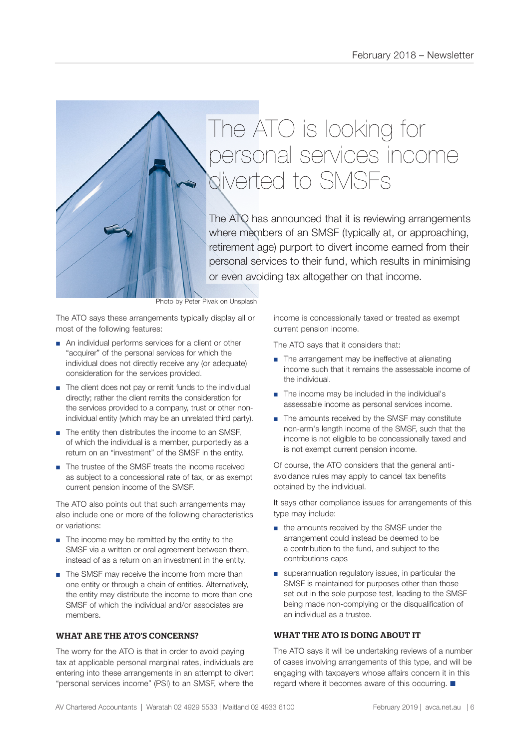# The ATO is looking for personal services income diverted to SMSFs

The ATO has announced that it is reviewing arrangements where members of an SMSF (typically at, or approaching, retirement age) purport to divert income earned from their personal services to their fund, which results in minimising or even avoiding tax altogether on that income.

Photo by Peter Pivak on Unsplash

The ATO says these arrangements typically display all or most of the following features:

- An individual performs services for a client or other "acquirer" of the personal services for which the individual does not directly receive any (or adequate) consideration for the services provided.
- The client does not pay or remit funds to the individual directly; rather the client remits the consideration for the services provided to a company, trust or other non-individual entity (which may be an unrelated third party).
- The entity then distributes the income to an SMSF, of which the individual is a member, purportedly as a return on an "investment" of the SMSF in the entity.
- The trustee of the SMSF treats the income received as subject to a concessional rate of tax, or as exempt current pension income of the SMSF.

The ATO also points out that such arrangements may also include one or more of the following characteristics or variations:

- The income may be remitted by the entity to the SMSF via a written or oral agreement between them, instead of as a return on an investment in the entity.
- The SMSF may receive the income from more than one entity or through a chain of entities. Alternatively, the entity may distribute the income to more than one SMSF of which the individual and/or associates are members.

## WHAT ARE THE ATO'S CONCERNS?

The worry for the ATO is that in order to avoid paying tax at applicable personal marginal rates, individuals are entering into these arrangements in an attempt to divert "personal services income" (PSI) to an SMSF, where the income is concessionally taxed or treated as exempt current pension income.

The ATO says that it considers that:

- The arrangement may be ineffective at alienating income such that it remains the assessable income of the individual.
- The income may be included in the individual's assessable income as personal services income.
- The amounts received by the SMSF may constitute non-arm's length income of the SMSF, such that the income is not eligible to be concessionally taxed and is not exempt current pension income.

Of course, the ATO considers that the general anti-avoidance rules may apply to cancel tax benefits obtained by the individual.

It says other compliance issues for arrangements of this type may include:

- the amounts received by the SMSF under the arrangement could instead be deemed to be a contribution to the fund, and subject to the contributions caps
- superannuation regulatory issues, in particular the SMSF is maintained for purposes other than those set out in the sole purpose test, leading to the SMSF being made non-complying or the disqualification of an individual as a trustee.

## WHAT THE ATO IS DOING ABOUT IT

The ATO says it will be undertaking reviews of a number of cases involving arrangements of this type, and will be engaging with taxpayers whose affairs concern it in this regard where it becomes aware of this occurring. ■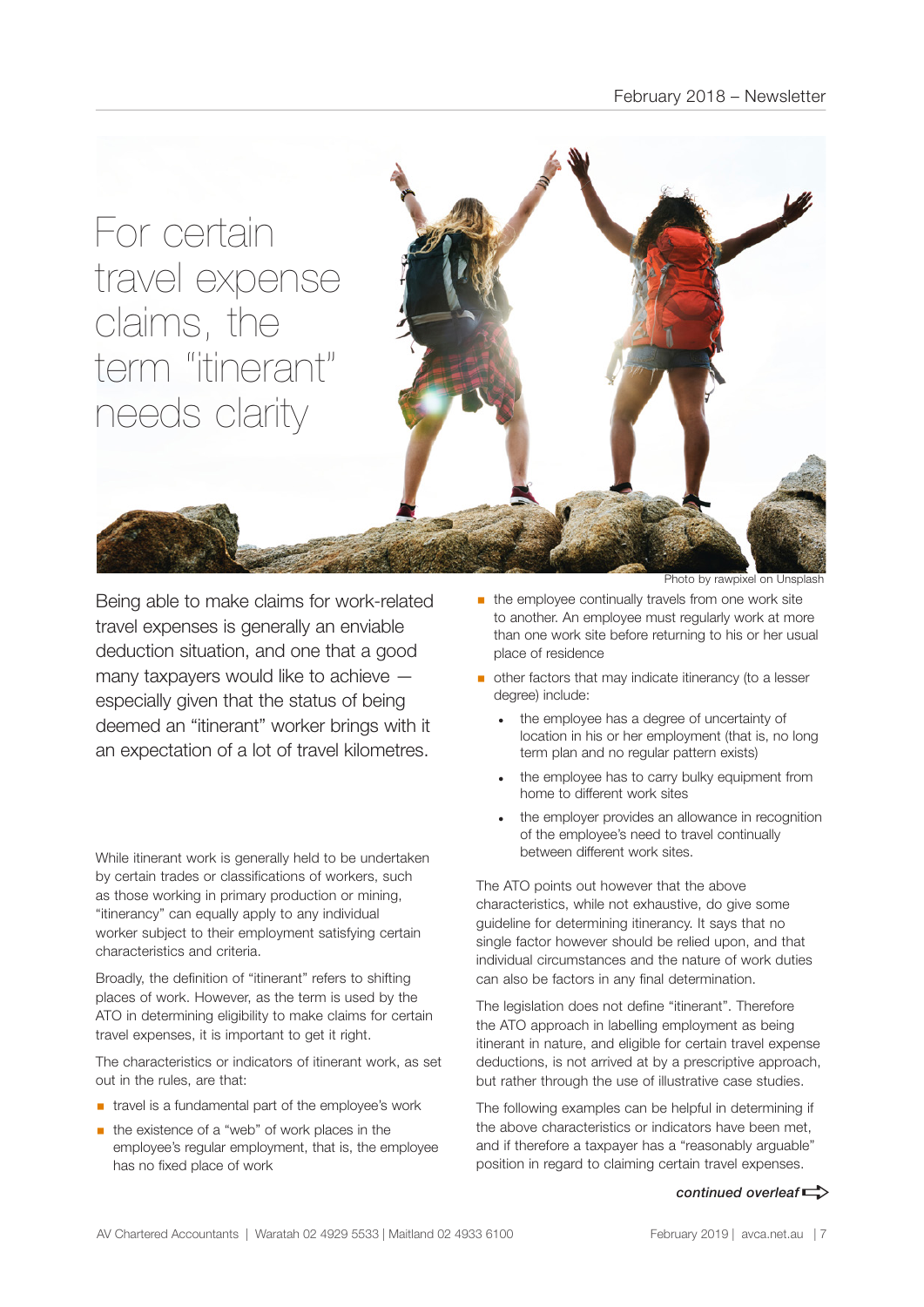# For certain travel expense claims, the term "itinerant" needs clarity

Photo by rawpixel on Unsplash

Being able to make claims for work-related travel expenses is generally an enviable deduction situation, and one that a good many taxpayers would like to achieve — especially given that the status of being deemed an "itinerant" worker brings with it an expectation of a lot of travel kilometres.

While itinerant work is generally held to be undertaken by certain trades or classifications of workers, such as those working in primary production or mining, "itinerancy" can equally apply to any individual worker subject to their employment satisfying certain characteristics and criteria.

Broadly, the definition of "itinerant" refers to shifting places of work. However, as the term is used by the ATO in determining eligibility to make claims for certain travel expenses, it is important to get it right.

The characteristics or indicators of itinerant work, as set out in the rules, are that:

- travel is a fundamental part of the employee's work
- the existence of a "web" of work places in the employee's regular employment, that is, the employee has no fixed place of work
- the employee continually travels from one work site to another. An employee must regularly work at more than one work site before returning to his or her usual place of residence
- other factors that may indicate itinerancy (to a lesser degree) include:
  - the employee has a degree of uncertainty of location in his or her employment (that is, no long term plan and no regular pattern exists)
  - the employee has to carry bulky equipment from home to different work sites
  - the employer provides an allowance in recognition of the employee's need to travel continually between different work sites.

The ATO points out however that the above characteristics, while not exhaustive, do give some guideline for determining itinerancy. It says that no single factor however should be relied upon, and that individual circumstances and the nature of work duties can also be factors in any final determination.

The legislation does not define "itinerant". Therefore the ATO approach in labelling employment as being itinerant in nature, and eligible for certain travel expense deductions, is not arrived at by a prescriptive approach, but rather through the use of illustrative case studies.

The following examples can be helpful in determining if the above characteristics or indicators have been met, and if therefore a taxpayer has a "reasonably arguable" position in regard to claiming certain travel expenses.

***continued overleaf***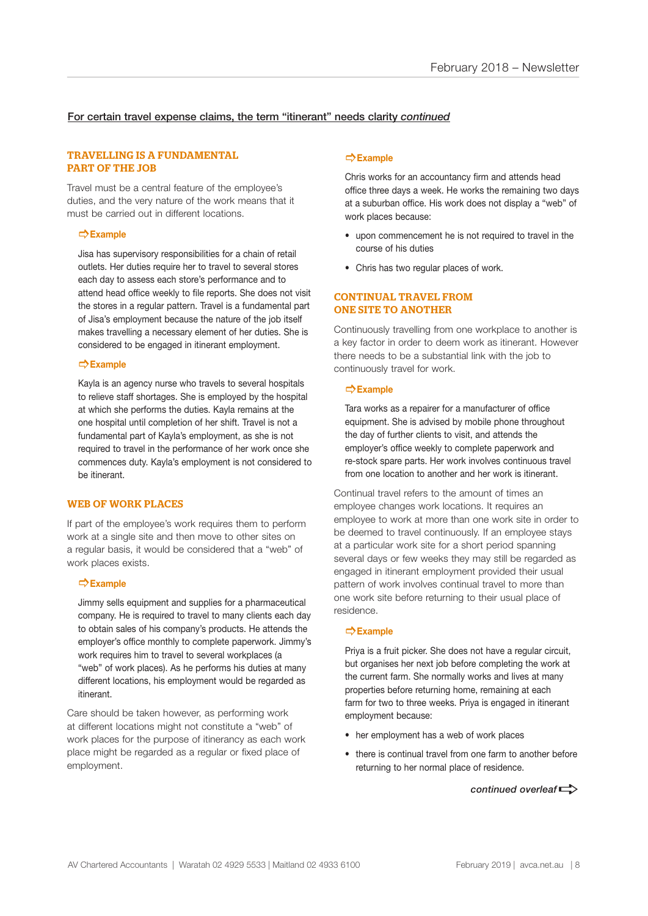## For certain travel expense claims, the term "itinerant" needs clarity *continued*

### TRAVELLING IS A FUNDAMENTAL PART OF THE JOB

Travel must be a central feature of the employee's duties, and the very nature of the work means that it must be carried out in different locations.

**⇨Example**

Jisa has supervisory responsibilities for a chain of retail outlets. Her duties require her to travel to several stores each day to assess each store's performance and to attend head office weekly to file reports. She does not visit the stores in a regular pattern. Travel is a fundamental part of Jisa's employment because the nature of the job itself makes travelling a necessary element of her duties. She is considered to be engaged in itinerant employment.

**⇨Example**

Kayla is an agency nurse who travels to several hospitals to relieve staff shortages. She is employed by the hospital at which she performs the duties. Kayla remains at the one hospital until completion of her shift. Travel is not a fundamental part of Kayla's employment, as she is not required to travel in the performance of her work once she commences duty. Kayla's employment is not considered to be itinerant.

### WEB OF WORK PLACES

If part of the employee's work requires them to perform work at a single site and then move to other sites on a regular basis, it would be considered that a "web" of work places exists.

**⇨Example**

Jimmy sells equipment and supplies for a pharmaceutical company. He is required to travel to many clients each day to obtain sales of his company's products. He attends the employer's office monthly to complete paperwork. Jimmy's work requires him to travel to several workplaces (a "web" of work places). As he performs his duties at many different locations, his employment would be regarded as itinerant.

Care should be taken however, as performing work at different locations might not constitute a "web" of work places for the purpose of itinerancy as each work place might be regarded as a regular or fixed place of employment.

**⇨Example**

Chris works for an accountancy firm and attends head office three days a week. He works the remaining two days at a suburban office. His work does not display a "web" of work places because:

- upon commencement he is not required to travel in the course of his duties
- Chris has two regular places of work.

### CONTINUAL TRAVEL FROM ONE SITE TO ANOTHER

Continuously travelling from one workplace to another is a key factor in order to deem work as itinerant. However there needs to be a substantial link with the job to continuously travel for work.

**⇨Example**

Tara works as a repairer for a manufacturer of office equipment. She is advised by mobile phone throughout the day of further clients to visit, and attends the employer's office weekly to complete paperwork and re-stock spare parts. Her work involves continuous travel from one location to another and her work is itinerant.

Continual travel refers to the amount of times an employee changes work locations. It requires an employee to work at more than one work site in order to be deemed to travel continuously. If an employee stays at a particular work site for a short period spanning several days or few weeks they may still be regarded as engaged in itinerant employment provided their usual pattern of work involves continual travel to more than one work site before returning to their usual place of residence.

**⇨Example**

Priya is a fruit picker. She does not have a regular circuit, but organises her next job before completing the work at the current farm. She normally works and lives at many properties before returning home, remaining at each farm for two to three weeks. Priya is engaged in itinerant employment because:

- her employment has a web of work places
- there is continual travel from one farm to another before returning to her normal place of residence.

*continued overleaf*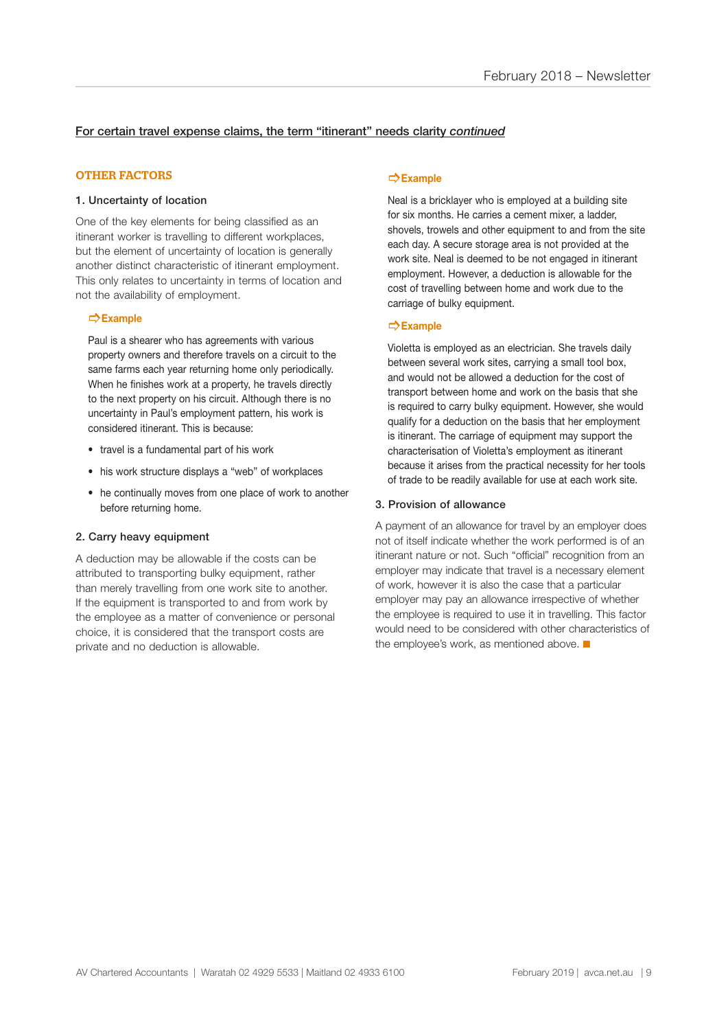## For certain travel expense claims, the term "itinerant" needs clarity *continued*

### OTHER FACTORS

#### 1. Uncertainty of location

One of the key elements for being classified as an itinerant worker is travelling to different workplaces, but the element of uncertainty of location is generally another distinct characteristic of itinerant employment. This only relates to uncertainty in terms of location and not the availability of employment.

**⇨Example**

Paul is a shearer who has agreements with various property owners and therefore travels on a circuit to the same farms each year returning home only periodically. When he finishes work at a property, he travels directly to the next property on his circuit. Although there is no uncertainty in Paul's employment pattern, his work is considered itinerant. This is because:

- travel is a fundamental part of his work
- his work structure displays a "web" of workplaces
- he continually moves from one place of work to another before returning home.

#### 2. Carry heavy equipment

A deduction may be allowable if the costs can be attributed to transporting bulky equipment, rather than merely travelling from one work site to another. If the equipment is transported to and from work by the employee as a matter of convenience or personal choice, it is considered that the transport costs are private and no deduction is allowable.

**⇨Example**

Neal is a bricklayer who is employed at a building site for six months. He carries a cement mixer, a ladder, shovels, trowels and other equipment to and from the site each day. A secure storage area is not provided at the work site. Neal is deemed to be not engaged in itinerant employment. However, a deduction is allowable for the cost of travelling between home and work due to the carriage of bulky equipment.

**⇨Example**

Violetta is employed as an electrician. She travels daily between several work sites, carrying a small tool box, and would not be allowed a deduction for the cost of transport between home and work on the basis that she is required to carry bulky equipment. However, she would qualify for a deduction on the basis that her employment is itinerant. The carriage of equipment may support the characterisation of Violetta's employment as itinerant because it arises from the practical necessity for her tools of trade to be readily available for use at each work site.

#### 3. Provision of allowance

A payment of an allowance for travel by an employer does not of itself indicate whether the work performed is of an itinerant nature or not. Such "official" recognition from an employer may indicate that travel is a necessary element of work, however it is also the case that a particular employer may pay an allowance irrespective of whether the employee is required to use it in travelling. This factor would need to be considered with other characteristics of the employee's work, as mentioned above. ■